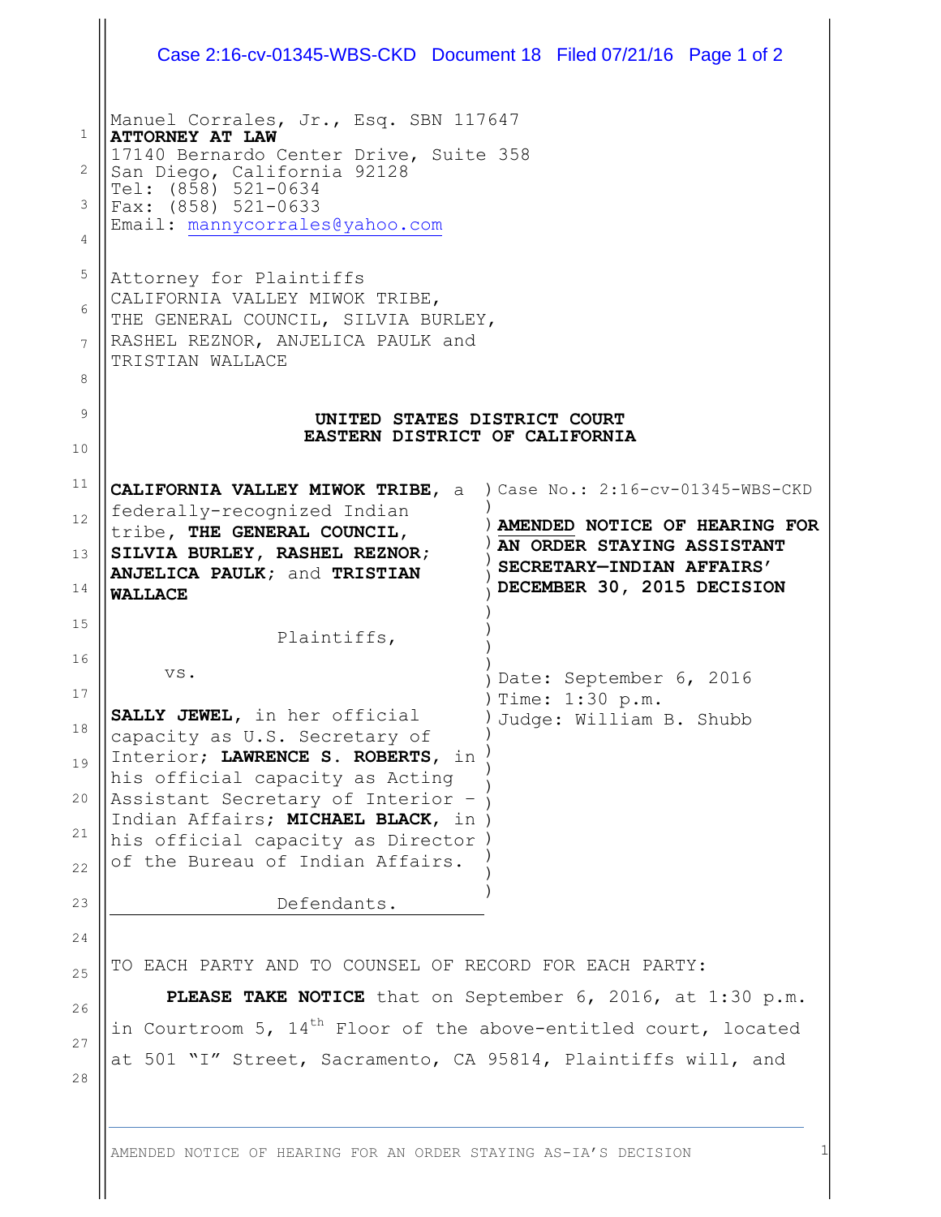Manuel Corrales, Jr., Esq. SBN 117647
**ATTORNEY AT LAW**
17140 Bernardo Center Drive, Suite 358
San Diego, California 92128
Tel: (858) 521-0634
Fax: (858) 521-0633
Email: mannycorrales@yahoo.com

Attorney for Plaintiffs
CALIFORNIA VALLEY MIWOK TRIBE,
THE GENERAL COUNCIL, SILVIA BURLEY,
RASHEL REZNOR, ANJELICA PAULK and
TRISTIAN WALLACE

**UNITED STATES DISTRICT COURT**
**EASTERN DISTRICT OF CALIFORNIA**

| | |
|---|---|
| **CALIFORNIA VALLEY MIWOK TRIBE**, a federally-recognized Indian tribe, **THE GENERAL COUNCIL, SILVIA BURLEY, RASHEL REZNOR; ANJELICA PAULK**; and **TRISTIAN WALLACE**<br><br>Plaintiffs,<br><br>vs.<br><br>**SALLY JEWEL**, in her official capacity as U.S. Secretary of Interior; **LAWRENCE S. ROBERTS**, in his official capacity as Acting Assistant Secretary of Interior – Indian Affairs; **MICHAEL BLACK**, in his official capacity as Director of the Bureau of Indian Affairs.<br><br>Defendants. | Case No.: 2:16-cv-01345-WBS-CKD<br><br>**AMENDED NOTICE OF HEARING FOR AN ORDER STAYING ASSISTANT SECRETARY—INDIAN AFFAIRS' DECEMBER 30, 2015 DECISION**<br><br>Date: September 6, 2016<br>Time: 1:30 p.m.<br>Judge: William B. Shubb |

TO EACH PARTY AND TO COUNSEL OF RECORD FOR EACH PARTY:

**PLEASE TAKE NOTICE** that on September 6, 2016, at 1:30 p.m. in Courtroom 5, 14th Floor of the above-entitled court, located at 501 "I" Street, Sacramento, CA 95814, Plaintiffs will, and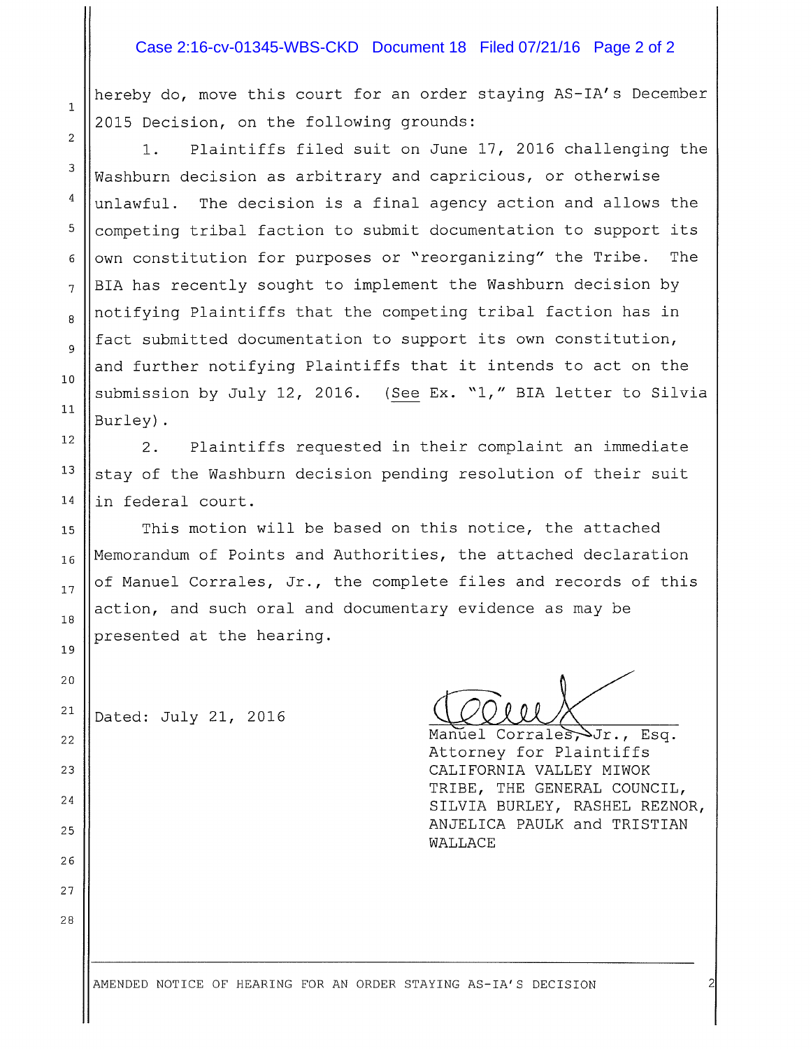hereby do, move this court for an order staying AS-IA's December 2015 Decision, on the following grounds:

1. Plaintiffs filed suit on June 17, 2016 challenging the Washburn decision as arbitrary and capricious, or otherwise unlawful. The decision is a final agency action and allows the competing tribal faction to submit documentation to support its own constitution for purposes or "reorganizing" the Tribe. The BIA has recently sought to implement the Washburn decision by notifying Plaintiffs that the competing tribal faction has in fact submitted documentation to support its own constitution, and further notifying Plaintiffs that it intends to act on the submission by July 12, 2016. (See Ex. "1," BIA letter to Silvia Burley).

2. Plaintiffs requested in their complaint an immediate stay of the Washburn decision pending resolution of their suit in federal court.

This motion will be based on this notice, the attached Memorandum of Points and Authorities, the attached declaration of Manuel Corrales, Jr., the complete files and records of this action, and such oral and documentary evidence as may be presented at the hearing.

Dated: July 21, 2016

Manuel Corrales, Jr., Esq.
Attorney for Plaintiffs
CALIFORNIA VALLEY MIWOK TRIBE, THE GENERAL COUNCIL, SILVIA BURLEY, RASHEL REZNOR, ANJELICA PAULK and TRISTIAN WALLACE

AMENDED NOTICE OF HEARING FOR AN ORDER STAYING AS-IA'S DECISION